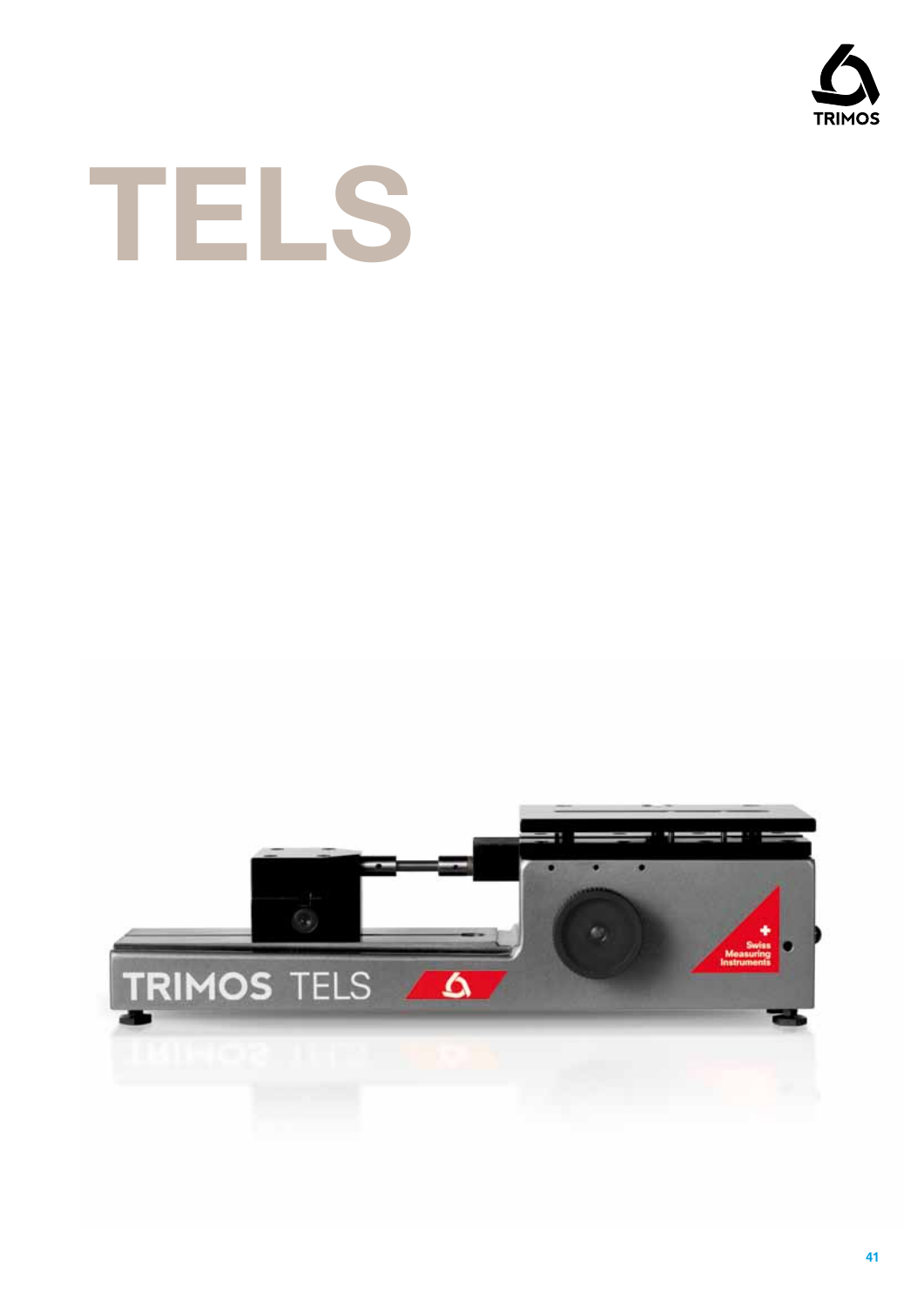# TELS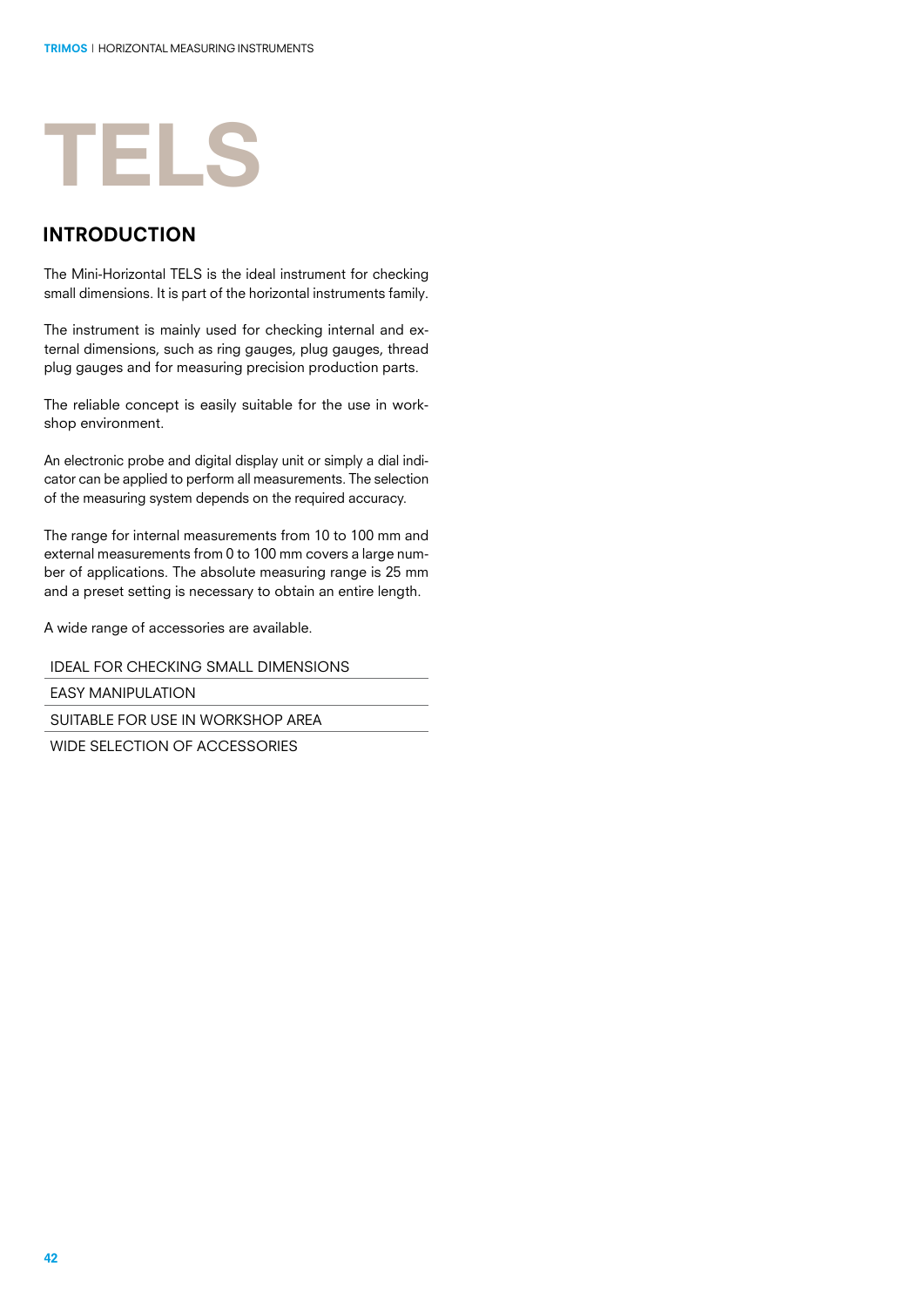# TELS

## INTRODUCTION

The Mini-Horizontal TELS is the ideal instrument for checking small dimensions. It is part of the horizontal instruments family.

The instrument is mainly used for checking internal and external dimensions, such as ring gauges, plug gauges, thread plug gauges and for measuring precision production parts.

The reliable concept is easily suitable for the use in workshop environment.

An electronic probe and digital display unit or simply a dial indicator can be applied to perform all measurements. The selection of the measuring system depends on the required accuracy.

The range for internal measurements from 10 to 100 mm and external measurements from 0 to 100 mm covers a large number of applications. The absolute measuring range is 25 mm and a preset setting is necessary to obtain an entire length.

A wide range of accessories are available.

- IDEAL FOR CHECKING SMALL DIMENSIONS
- EASY MANIPULATION
- SUITABLE FOR USE IN WORKSHOP AREA
- WIDE SELECTION OF ACCESSORIES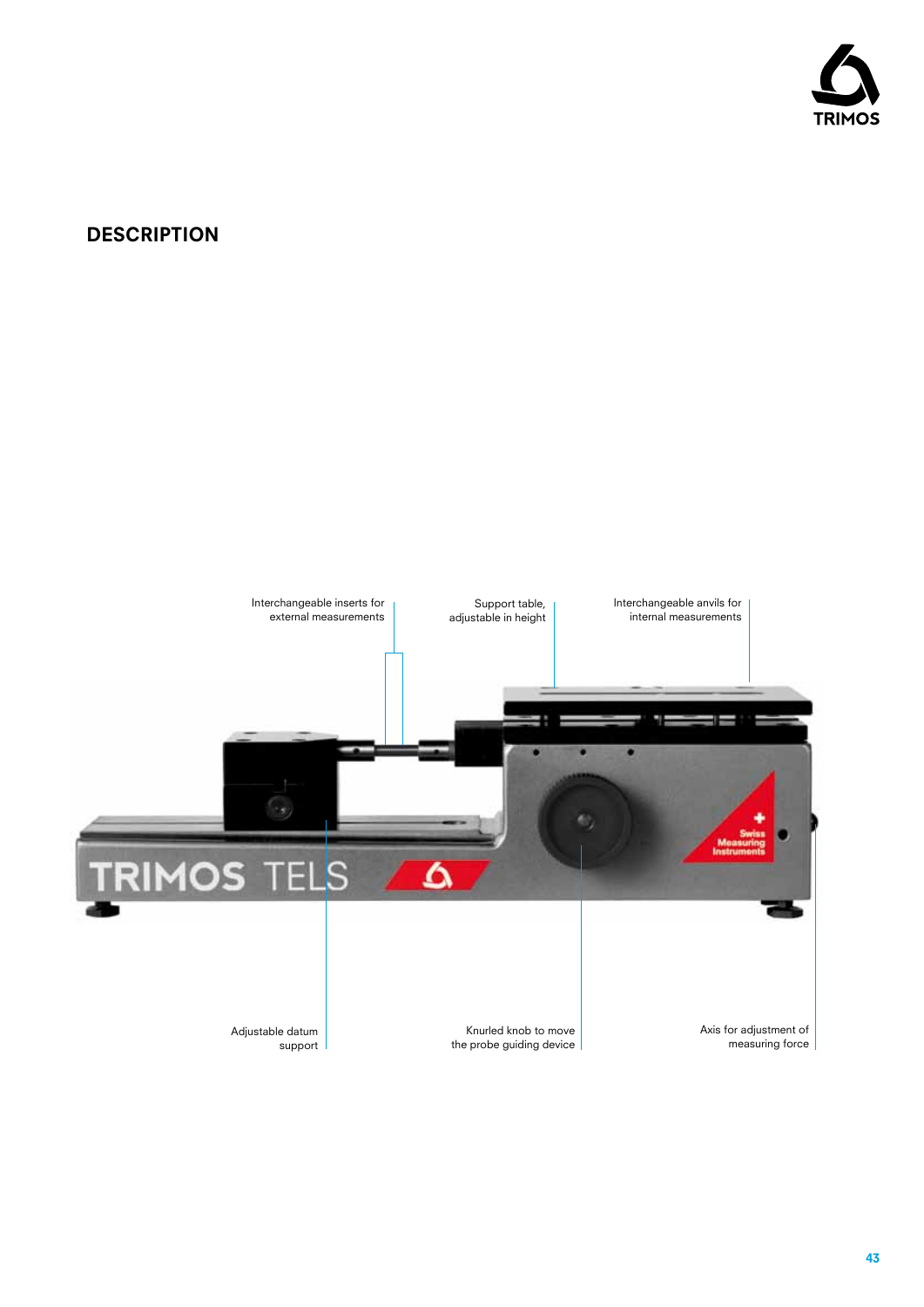## DESCRIPTION

Interchangeable inserts for external measurements

Support table, adjustable in height

Interchangeable anvils for internal measurements

Adjustable datum support

Knurled knob to move the probe guiding device

Axis for adjustment of measuring force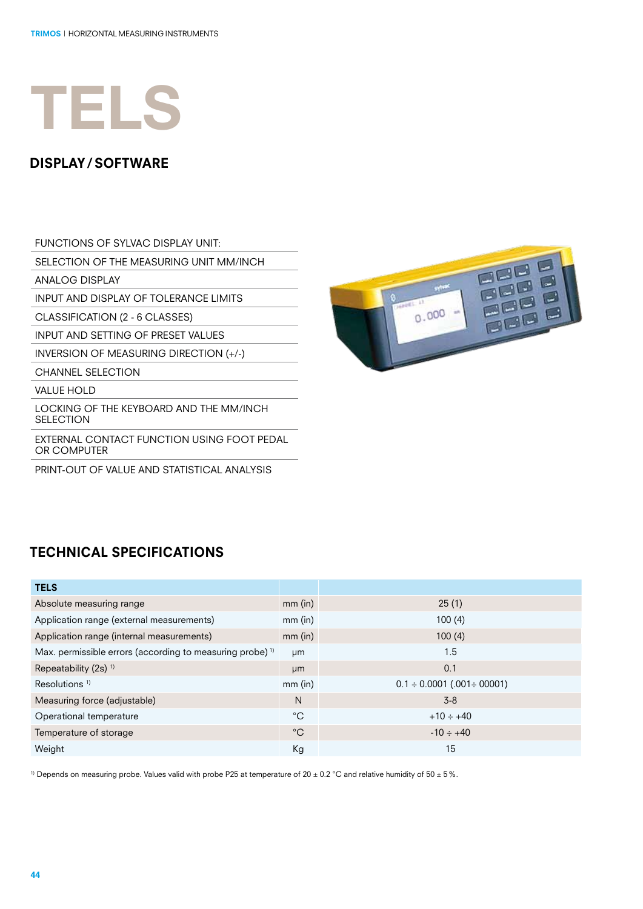# TELS

## DISPLAY / SOFTWARE

| FUNCTIONS OF SYLVAC DISPLAY UNIT: |
|---|
| SELECTION OF THE MEASURING UNIT MM/INCH |
| ANALOG DISPLAY |
| INPUT AND DISPLAY OF TOLERANCE LIMITS |
| CLASSIFICATION (2 - 6 CLASSES) |
| INPUT AND SETTING OF PRESET VALUES |
| INVERSION OF MEASURING DIRECTION (+/-) |
| CHANNEL SELECTION |
| VALUE HOLD |
| LOCKING OF THE KEYBOARD AND THE MM/INCH SELECTION |
| EXTERNAL CONTACT FUNCTION USING FOOT PEDAL OR COMPUTER |
| PRINT-OUT OF VALUE AND STATISTICAL ANALYSIS |

## TECHNICAL SPECIFICATIONS

| TELS | | |
|---|---|---|
| Absolute measuring range | mm (in) | 25 (1) |
| Application range (external measurements) | mm (in) | 100 (4) |
| Application range (internal measurements) | mm (in) | 100 (4) |
| Max. permissible errors (according to measuring probe) [1] | µm | 1.5 |
| Repeatability (2s) [1] | µm | 0.1 |
| Resolutions [1] | mm (in) | 0.1 ÷ 0.0001 (.001÷ 00001) |
| Measuring force (adjustable) | N | 3-8 |
| Operational temperature | °C | +10 ÷ +40 |
| Temperature of storage | °C | -10 ÷ +40 |
| Weight | Kg | 15 |

[1] Depends on measuring probe. Values valid with probe P25 at temperature of 20 ± 0.2 °C and relative humidity of 50 ± 5 %.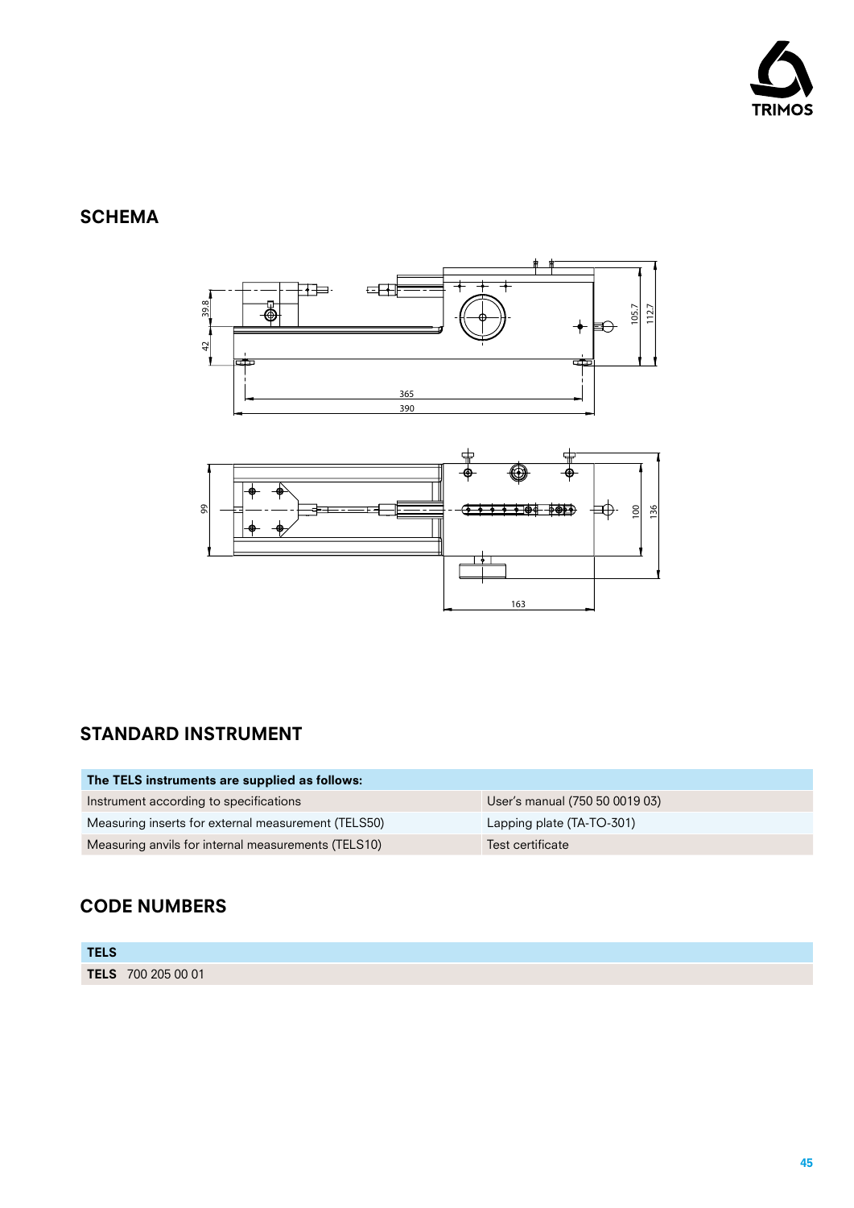## SCHEMA

## STANDARD INSTRUMENT

| The TELS instruments are supplied as follows: | |
|---|---|
| Instrument according to specifications | User's manual (750 50 0019 03) |
| Measuring inserts for external measurement (TELS50) | Lapping plate (TA-TO-301) |
| Measuring anvils for internal measurements (TELS10) | Test certificate |

## CODE NUMBERS

| TELS |
|---|
| **TELS** 700 205 00 01 |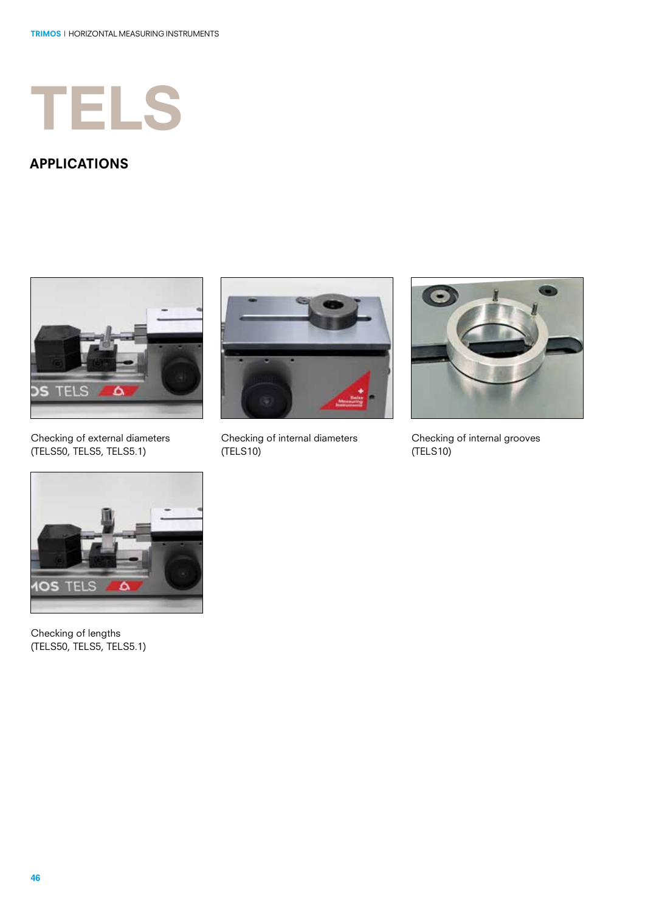# TELS

## APPLICATIONS

Checking of external diameters
(TELS50, TELS5, TELS5.1)

Checking of internal diameters
(TELS10)

Checking of internal grooves
(TELS10)

Checking of lengths
(TELS50, TELS5, TELS5.1)